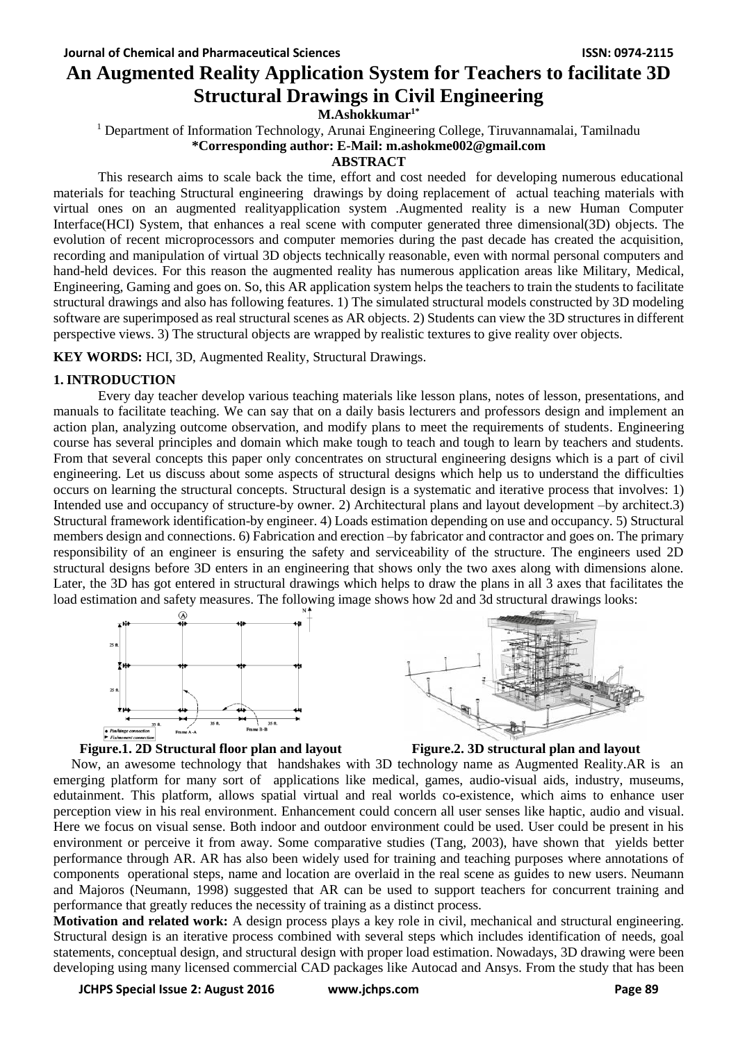# An Augmented Reality Application System for Teachers to facilitate 3D Structural Drawings in Civil Engineering

**M.Ashokkumar[1*]**

[1] Department of Information Technology, Arunai Engineering College, Tiruvannamalai, Tamilnadu

**\*Corresponding author: E-Mail: m.ashokme002@gmail.com**

## ABSTRACT

This research aims to scale back the time, effort and cost needed for developing numerous educational materials for teaching Structural engineering drawings by doing replacement of actual teaching materials with virtual ones on an augmented realityapplication system .Augmented reality is a new Human Computer Interface(HCI) System, that enhances a real scene with computer generated three dimensional(3D) objects. The evolution of recent microprocessors and computer memories during the past decade has created the acquisition, recording and manipulation of virtual 3D objects technically reasonable, even with normal personal computers and hand-held devices. For this reason the augmented reality has numerous application areas like Military, Medical, Engineering, Gaming and goes on. So, this AR application system helps the teachers to train the students to facilitate structural drawings and also has following features. 1) The simulated structural models constructed by 3D modeling software are superimposed as real structural scenes as AR objects. 2) Students can view the 3D structures in different perspective views. 3) The structural objects are wrapped by realistic textures to give reality over objects.

**KEY WORDS:** HCI, 3D, Augmented Reality, Structural Drawings.

## 1. INTRODUCTION

Every day teacher develop various teaching materials like lesson plans, notes of lesson, presentations, and manuals to facilitate teaching. We can say that on a daily basis lecturers and professors design and implement an action plan, analyzing outcome observation, and modify plans to meet the requirements of students. Engineering course has several principles and domain which make tough to teach and tough to learn by teachers and students. From that several concepts this paper only concentrates on structural engineering designs which is a part of civil engineering. Let us discuss about some aspects of structural designs which help us to understand the difficulties occurs on learning the structural concepts. Structural design is a systematic and iterative process that involves: 1) Intended use and occupancy of structure-by owner. 2) Architectural plans and layout development –by architect.3) Structural framework identification-by engineer. 4) Loads estimation depending on use and occupancy. 5) Structural members design and connections. 6) Fabrication and erection –by fabricator and contractor and goes on. The primary responsibility of an engineer is ensuring the safety and serviceability of the structure. The engineers used 2D structural designs before 3D enters in an engineering that shows only the two axes along with dimensions alone. Later, the 3D has got entered in structural drawings which helps to draw the plans in all 3 axes that facilitates the load estimation and safety measures. The following image shows how 2d and 3d structural drawings looks:

**Figure.1. 2D Structural floor plan and layout**

**Figure.2. 3D structural plan and layout**

Now, an awesome technology that handshakes with 3D technology name as Augmented Reality.AR is an emerging platform for many sort of applications like medical, games, audio-visual aids, industry, museums, edutainment. This platform, allows spatial virtual and real worlds co-existence, which aims to enhance user perception view in his real environment. Enhancement could concern all user senses like haptic, audio and visual. Here we focus on visual sense. Both indoor and outdoor environment could be used. User could be present in his environment or perceive it from away. Some comparative studies (Tang, 2003), have shown that yields better performance through AR. AR has also been widely used for training and teaching purposes where annotations of components operational steps, name and location are overlaid in the real scene as guides to new users. Neumann and Majoros (Neumann, 1998) suggested that AR can be used to support teachers for concurrent training and performance that greatly reduces the necessity of training as a distinct process.

**Motivation and related work:** A design process plays a key role in civil, mechanical and structural engineering. Structural design is an iterative process combined with several steps which includes identification of needs, goal statements, conceptual design, and structural design with proper load estimation. Nowadays, 3D drawing were been developing using many licensed commercial CAD packages like Autocad and Ansys. From the study that has been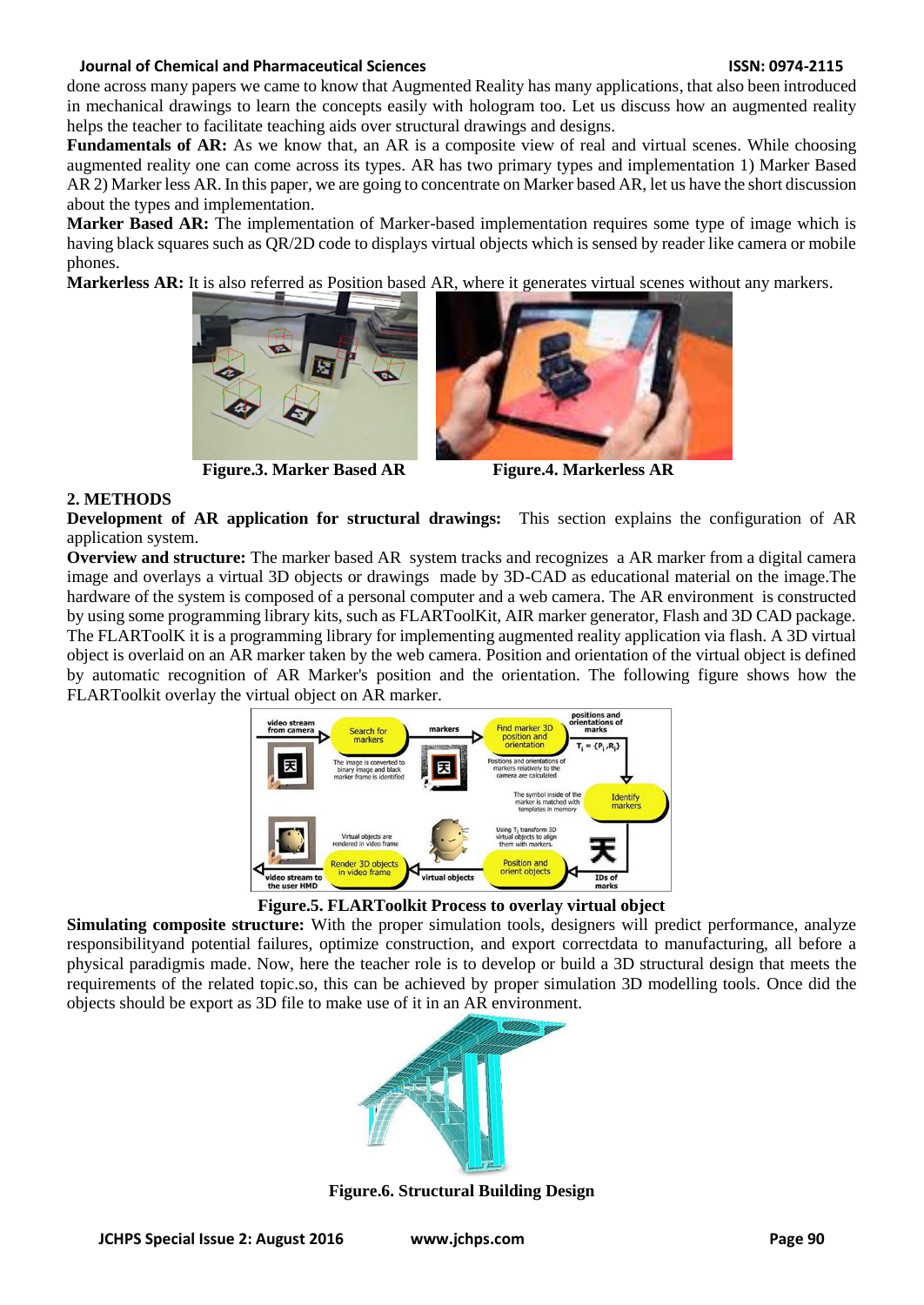done across many papers we came to know that Augmented Reality has many applications, that also been introduced in mechanical drawings to learn the concepts easily with hologram too. Let us discuss how an augmented reality helps the teacher to facilitate teaching aids over structural drawings and designs.

**Fundamentals of AR:** As we know that, an AR is a composite view of real and virtual scenes. While choosing augmented reality one can come across its types. AR has two primary types and implementation 1) Marker Based AR 2) Marker less AR. In this paper, we are going to concentrate on Marker based AR, let us have the short discussion about the types and implementation.

**Marker Based AR:** The implementation of Marker-based implementation requires some type of image which is having black squares such as QR/2D code to displays virtual objects which is sensed by reader like camera or mobile phones.

**Markerless AR:** It is also referred as Position based AR, where it generates virtual scenes without any markers.

**Figure.3. Marker Based AR**

**Figure.4. Markerless AR**

## 2. METHODS

**Development of AR application for structural drawings:** This section explains the configuration of AR application system.

**Overview and structure:** The marker based AR system tracks and recognizes a AR marker from a digital camera image and overlays a virtual 3D objects or drawings made by 3D-CAD as educational material on the image.The hardware of the system is composed of a personal computer and a web camera. The AR environment is constructed by using some programming library kits, such as FLARToolKit, AIR marker generator, Flash and 3D CAD package. The FLARToolK it is a programming library for implementing augmented reality application via flash. A 3D virtual object is overlaid on an AR marker taken by the web camera. Position and orientation of the virtual object is defined by automatic recognition of AR Marker's position and the orientation. The following figure shows how the FLARToolkit overlay the virtual object on AR marker.

**Figure.5. FLARToolkit Process to overlay virtual object**

**Simulating composite structure:** With the proper simulation tools, designers will predict performance, analyze responsibilityand potential failures, optimize construction, and export correctdata to manufacturing, all before a physical paradigmis made. Now, here the teacher role is to develop or build a 3D structural design that meets the requirements of the related topic.so, this can be achieved by proper simulation 3D modelling tools. Once did the objects should be export as 3D file to make use of it in an AR environment.

**Figure.6. Structural Building Design**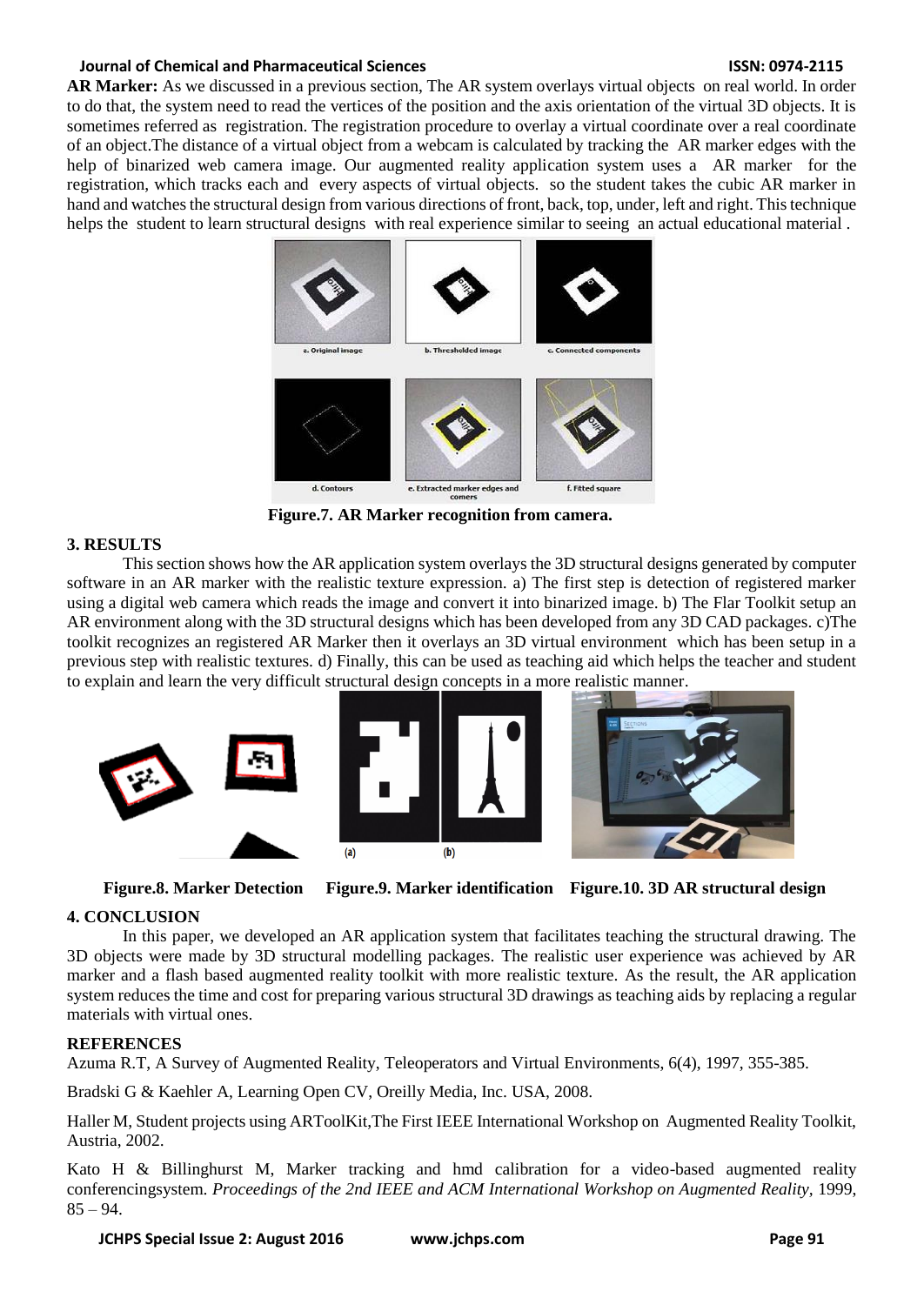**AR Marker:** As we discussed in a previous section, The AR system overlays virtual objects on real world. In order to do that, the system need to read the vertices of the position and the axis orientation of the virtual 3D objects. It is sometimes referred as registration. The registration procedure to overlay a virtual coordinate over a real coordinate of an object.The distance of a virtual object from a webcam is calculated by tracking the AR marker edges with the help of binarized web camera image. Our augmented reality application system uses a AR marker for the registration, which tracks each and every aspects of virtual objects. so the student takes the cubic AR marker in hand and watches the structural design from various directions of front, back, top, under, left and right. This technique helps the student to learn structural designs with real experience similar to seeing an actual educational material .

**Figure.7. AR Marker recognition from camera.**

## 3. RESULTS

This section shows how the AR application system overlays the 3D structural designs generated by computer software in an AR marker with the realistic texture expression. a) The first step is detection of registered marker using a digital web camera which reads the image and convert it into binarized image. b) The Flar Toolkit setup an AR environment along with the 3D structural designs which has been developed from any 3D CAD packages. c)The toolkit recognizes an registered AR Marker then it overlays an 3D virtual environment which has been setup in a previous step with realistic textures. d) Finally, this can be used as teaching aid which helps the teacher and student to explain and learn the very difficult structural design concepts in a more realistic manner.

**Figure.8. Marker Detection** **Figure.9. Marker identification** **Figure.10. 3D AR structural design**

## 4. CONCLUSION

In this paper, we developed an AR application system that facilitates teaching the structural drawing. The 3D objects were made by 3D structural modelling packages. The realistic user experience was achieved by AR marker and a flash based augmented reality toolkit with more realistic texture. As the result, the AR application system reduces the time and cost for preparing various structural 3D drawings as teaching aids by replacing a regular materials with virtual ones.

## REFERENCES

Azuma R.T, A Survey of Augmented Reality, Teleoperators and Virtual Environments, 6(4), 1997, 355-385.

Bradski G & Kaehler A, Learning Open CV, Oreilly Media, Inc. USA, 2008.

Haller M, Student projects using ARToolKit,The First IEEE International Workshop on Augmented Reality Toolkit, Austria, 2002.

Kato H & Billinghurst M, Marker tracking and hmd calibration for a video-based augmented reality conferencingsystem. *Proceedings of the 2nd IEEE and ACM International Workshop on Augmented Reality*, 1999, 85 – 94.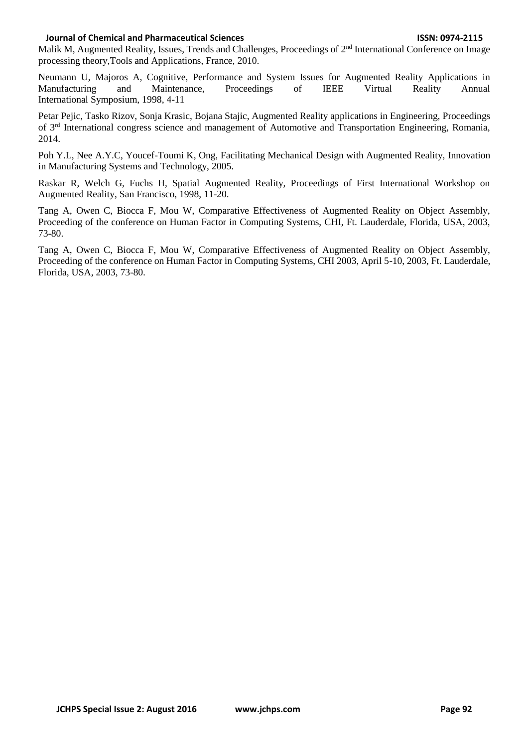Malik M, Augmented Reality, Issues, Trends and Challenges, Proceedings of 2nd International Conference on Image processing theory,Tools and Applications, France, 2010.

Neumann U, Majoros A, Cognitive, Performance and System Issues for Augmented Reality Applications in Manufacturing and Maintenance, Proceedings of IEEE Virtual Reality Annual International Symposium, 1998, 4-11

Petar Pejic, Tasko Rizov, Sonja Krasic, Bojana Stajic, Augmented Reality applications in Engineering, Proceedings of 3rd International congress science and management of Automotive and Transportation Engineering, Romania, 2014.

Poh Y.L, Nee A.Y.C, Youcef-Toumi K, Ong, Facilitating Mechanical Design with Augmented Reality, Innovation in Manufacturing Systems and Technology, 2005.

Raskar R, Welch G, Fuchs H, Spatial Augmented Reality, Proceedings of First International Workshop on Augmented Reality, San Francisco, 1998, 11-20.

Tang A, Owen C, Biocca F, Mou W, Comparative Effectiveness of Augmented Reality on Object Assembly, Proceeding of the conference on Human Factor in Computing Systems, CHI, Ft. Lauderdale, Florida, USA, 2003, 73-80.

Tang A, Owen C, Biocca F, Mou W, Comparative Effectiveness of Augmented Reality on Object Assembly, Proceeding of the conference on Human Factor in Computing Systems, CHI 2003, April 5-10, 2003, Ft. Lauderdale, Florida, USA, 2003, 73-80.